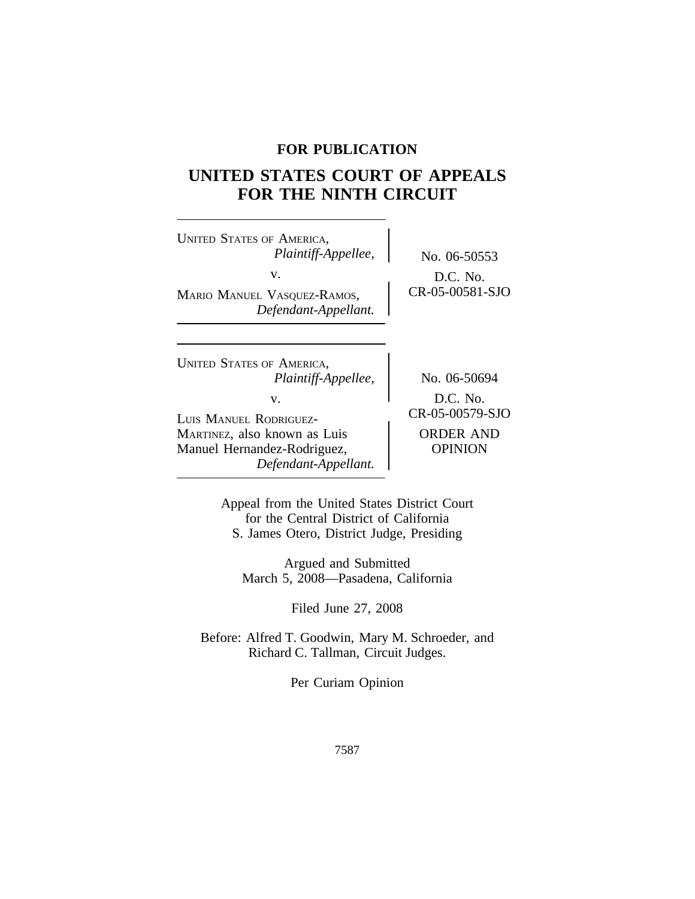**FOR PUBLICATION**

# UNITED STATES COURT OF APPEALS FOR THE NINTH CIRCUIT

UNITED STATES OF AMERICA,
*Plaintiff-Appellee,*
v.
MARIO MANUEL VASQUEZ-RAMOS,
*Defendant-Appellant.*

No. 06-50553
D.C. No.
CR-05-00581-SJO

UNITED STATES OF AMERICA,
*Plaintiff-Appellee,*
v.
LUIS MANUEL RODRIGUEZ-MARTINEZ, also known as Luis Manuel Hernandez-Rodriguez,
*Defendant-Appellant.*

No. 06-50694
D.C. No.
CR-05-00579-SJO
ORDER AND OPINION

Appeal from the United States District Court
for the Central District of California
S. James Otero, District Judge, Presiding

Argued and Submitted
March 5, 2008—Pasadena, California

Filed June 27, 2008

Before: Alfred T. Goodwin, Mary M. Schroeder, and
Richard C. Tallman, Circuit Judges.

Per Curiam Opinion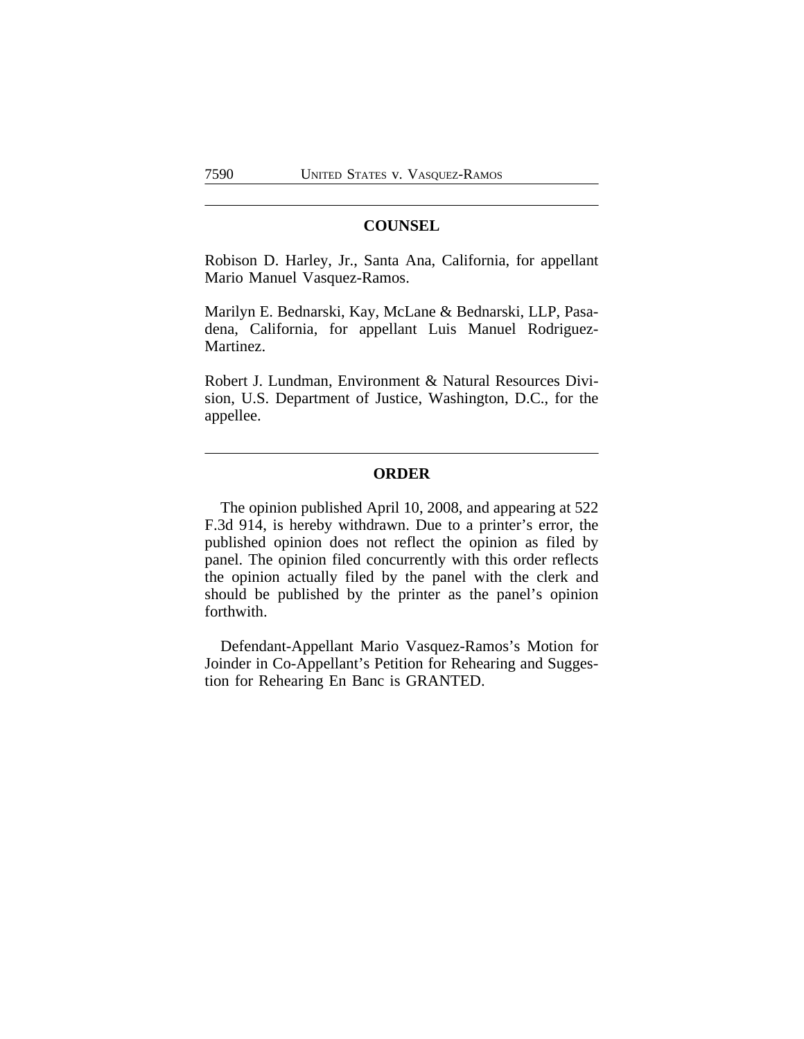## COUNSEL

Robison D. Harley, Jr., Santa Ana, California, for appellant Mario Manuel Vasquez-Ramos.

Marilyn E. Bednarski, Kay, McLane & Bednarski, LLP, Pasadena, California, for appellant Luis Manuel Rodriguez-Martinez.

Robert J. Lundman, Environment & Natural Resources Division, U.S. Department of Justice, Washington, D.C., for the appellee.

## ORDER

The opinion published April 10, 2008, and appearing at 522 F.3d 914, is hereby withdrawn. Due to a printer's error, the published opinion does not reflect the opinion as filed by panel. The opinion filed concurrently with this order reflects the opinion actually filed by the panel with the clerk and should be published by the printer as the panel's opinion forthwith.

Defendant-Appellant Mario Vasquez-Ramos's Motion for Joinder in Co-Appellant's Petition for Rehearing and Suggestion for Rehearing En Banc is GRANTED.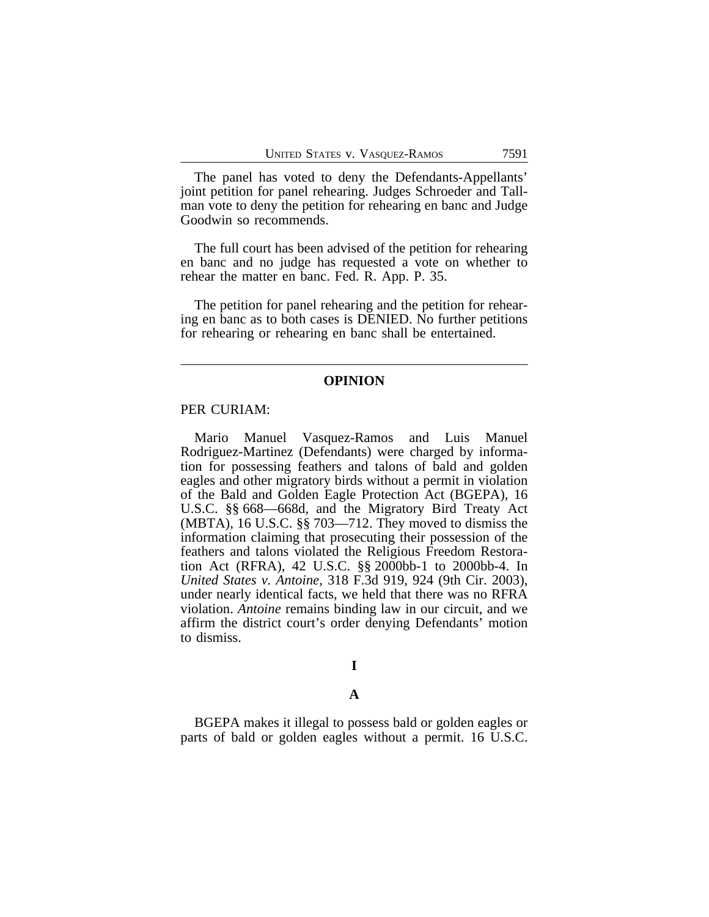The panel has voted to deny the Defendants-Appellants' joint petition for panel rehearing. Judges Schroeder and Tallman vote to deny the petition for rehearing en banc and Judge Goodwin so recommends.

The full court has been advised of the petition for rehearing en banc and no judge has requested a vote on whether to rehear the matter en banc. Fed. R. App. P. 35.

The petition for panel rehearing and the petition for rehearing en banc as to both cases is DENIED. No further petitions for rehearing or rehearing en banc shall be entertained.

---

## OPINION

PER CURIAM:

Mario Manuel Vasquez-Ramos and Luis Manuel Rodriguez-Martinez (Defendants) were charged by information for possessing feathers and talons of bald and golden eagles and other migratory birds without a permit in violation of the Bald and Golden Eagle Protection Act (BGEPA), 16 U.S.C. §§ 668—668d, and the Migratory Bird Treaty Act (MBTA), 16 U.S.C. §§ 703—712. They moved to dismiss the information claiming that prosecuting their possession of the feathers and talons violated the Religious Freedom Restoration Act (RFRA), 42 U.S.C. §§ 2000bb-1 to 2000bb-4. In *United States v. Antoine*, 318 F.3d 919, 924 (9th Cir. 2003), under nearly identical facts, we held that there was no RFRA violation. *Antoine* remains binding law in our circuit, and we affirm the district court's order denying Defendants' motion to dismiss.

### I

#### A

BGEPA makes it illegal to possess bald or golden eagles or parts of bald or golden eagles without a permit. 16 U.S.C.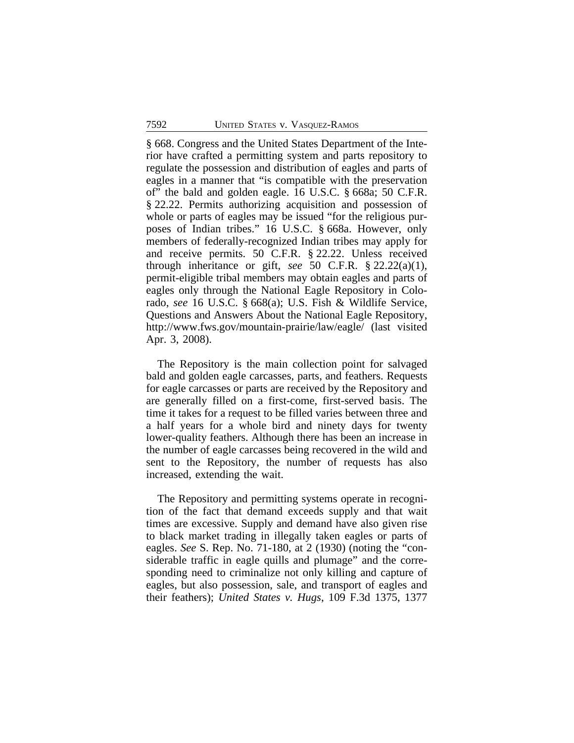§ 668. Congress and the United States Department of the Interior have crafted a permitting system and parts repository to regulate the possession and distribution of eagles and parts of eagles in a manner that "is compatible with the preservation of" the bald and golden eagle. 16 U.S.C. § 668a; 50 C.F.R. § 22.22. Permits authorizing acquisition and possession of whole or parts of eagles may be issued "for the religious purposes of Indian tribes." 16 U.S.C. § 668a. However, only members of federally-recognized Indian tribes may apply for and receive permits. 50 C.F.R. § 22.22. Unless received through inheritance or gift, *see* 50 C.F.R. § 22.22(a)(1), permit-eligible tribal members may obtain eagles and parts of eagles only through the National Eagle Repository in Colorado, *see* 16 U.S.C. § 668(a); U.S. Fish & Wildlife Service, Questions and Answers About the National Eagle Repository, http://www.fws.gov/mountain-prairie/law/eagle/ (last visited Apr. 3, 2008).

The Repository is the main collection point for salvaged bald and golden eagle carcasses, parts, and feathers. Requests for eagle carcasses or parts are received by the Repository and are generally filled on a first-come, first-served basis. The time it takes for a request to be filled varies between three and a half years for a whole bird and ninety days for twenty lower-quality feathers. Although there has been an increase in the number of eagle carcasses being recovered in the wild and sent to the Repository, the number of requests has also increased, extending the wait.

The Repository and permitting systems operate in recognition of the fact that demand exceeds supply and that wait times are excessive. Supply and demand have also given rise to black market trading in illegally taken eagles or parts of eagles. *See* S. Rep. No. 71-180, at 2 (1930) (noting the "considerable traffic in eagle quills and plumage" and the corresponding need to criminalize not only killing and capture of eagles, but also possession, sale, and transport of eagles and their feathers); *United States v. Hugs*, 109 F.3d 1375, 1377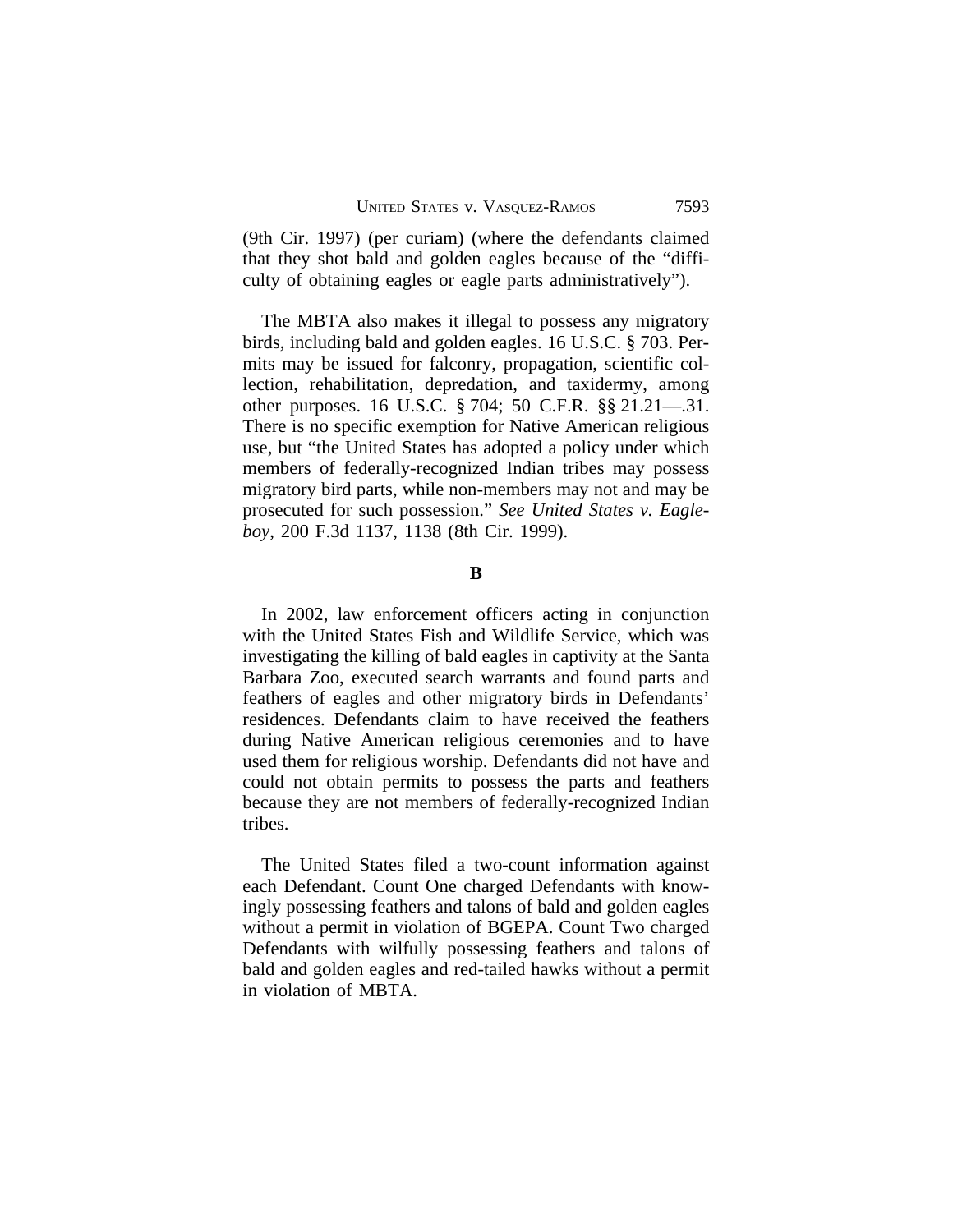(9th Cir. 1997) (per curiam) (where the defendants claimed that they shot bald and golden eagles because of the "difficulty of obtaining eagles or eagle parts administratively").

The MBTA also makes it illegal to possess any migratory birds, including bald and golden eagles. 16 U.S.C. § 703. Permits may be issued for falconry, propagation, scientific collection, rehabilitation, depredation, and taxidermy, among other purposes. 16 U.S.C. § 704; 50 C.F.R. §§ 21.21—.31. There is no specific exemption for Native American religious use, but "the United States has adopted a policy under which members of federally-recognized Indian tribes may possess migratory bird parts, while non-members may not and may be prosecuted for such possession." *See United States v. Eagleboy*, 200 F.3d 1137, 1138 (8th Cir. 1999).

**B**

In 2002, law enforcement officers acting in conjunction with the United States Fish and Wildlife Service, which was investigating the killing of bald eagles in captivity at the Santa Barbara Zoo, executed search warrants and found parts and feathers of eagles and other migratory birds in Defendants' residences. Defendants claim to have received the feathers during Native American religious ceremonies and to have used them for religious worship. Defendants did not have and could not obtain permits to possess the parts and feathers because they are not members of federally-recognized Indian tribes.

The United States filed a two-count information against each Defendant. Count One charged Defendants with knowingly possessing feathers and talons of bald and golden eagles without a permit in violation of BGEPA. Count Two charged Defendants with wilfully possessing feathers and talons of bald and golden eagles and red-tailed hawks without a permit in violation of MBTA.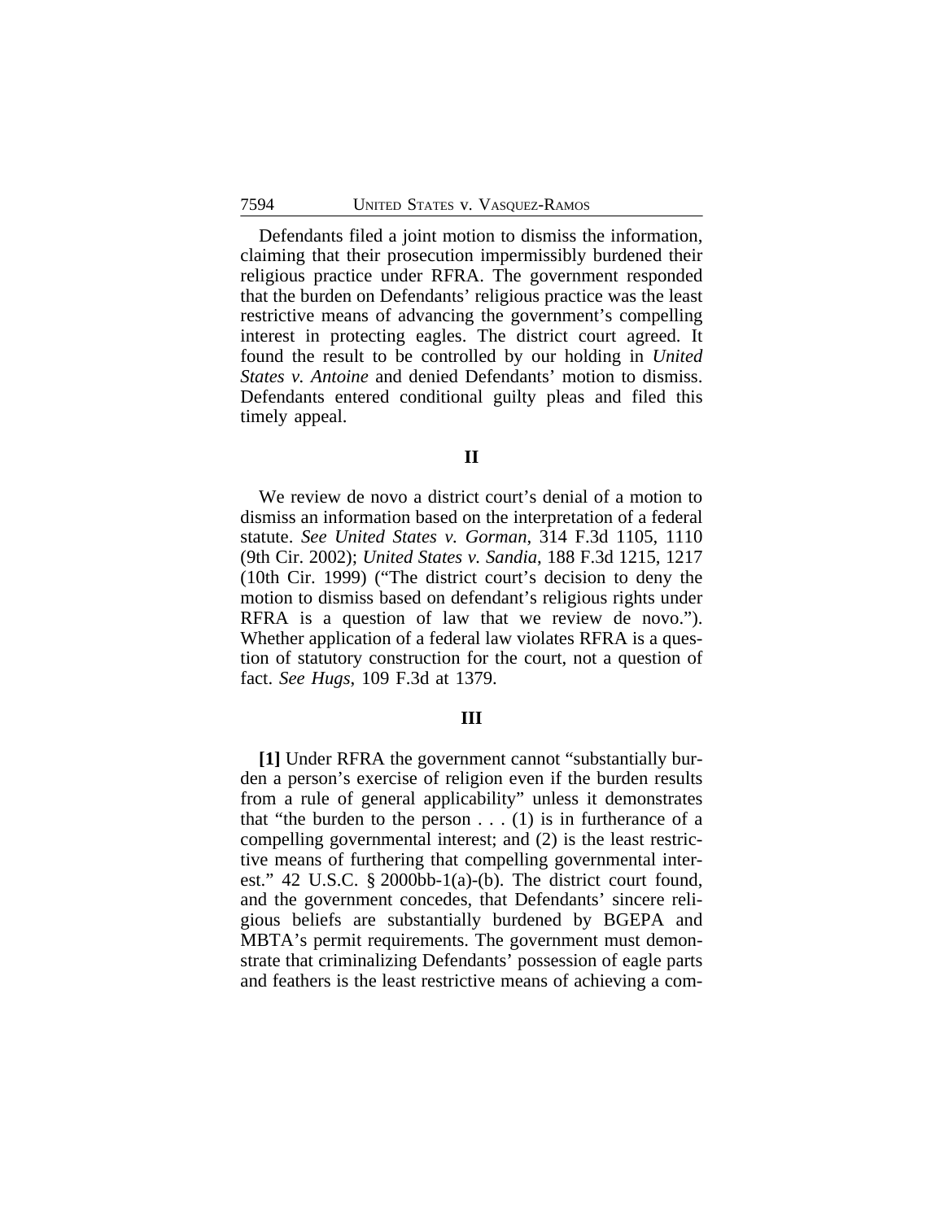Defendants filed a joint motion to dismiss the information, claiming that their prosecution impermissibly burdened their religious practice under RFRA. The government responded that the burden on Defendants' religious practice was the least restrictive means of advancing the government's compelling interest in protecting eagles. The district court agreed. It found the result to be controlled by our holding in *United States v. Antoine* and denied Defendants' motion to dismiss. Defendants entered conditional guilty pleas and filed this timely appeal.

## II

We review de novo a district court's denial of a motion to dismiss an information based on the interpretation of a federal statute. *See United States v. Gorman*, 314 F.3d 1105, 1110 (9th Cir. 2002); *United States v. Sandia*, 188 F.3d 1215, 1217 (10th Cir. 1999) ("The district court's decision to deny the motion to dismiss based on defendant's religious rights under RFRA is a question of law that we review de novo."). Whether application of a federal law violates RFRA is a question of statutory construction for the court, not a question of fact. *See Hugs*, 109 F.3d at 1379.

## III

**[1]** Under RFRA the government cannot "substantially burden a person's exercise of religion even if the burden results from a rule of general applicability" unless it demonstrates that "the burden to the person . . . (1) is in furtherance of a compelling governmental interest; and (2) is the least restrictive means of furthering that compelling governmental interest." 42 U.S.C. § 2000bb-1(a)-(b). The district court found, and the government concedes, that Defendants' sincere religious beliefs are substantially burdened by BGEPA and MBTA's permit requirements. The government must demonstrate that criminalizing Defendants' possession of eagle parts and feathers is the least restrictive means of achieving a com-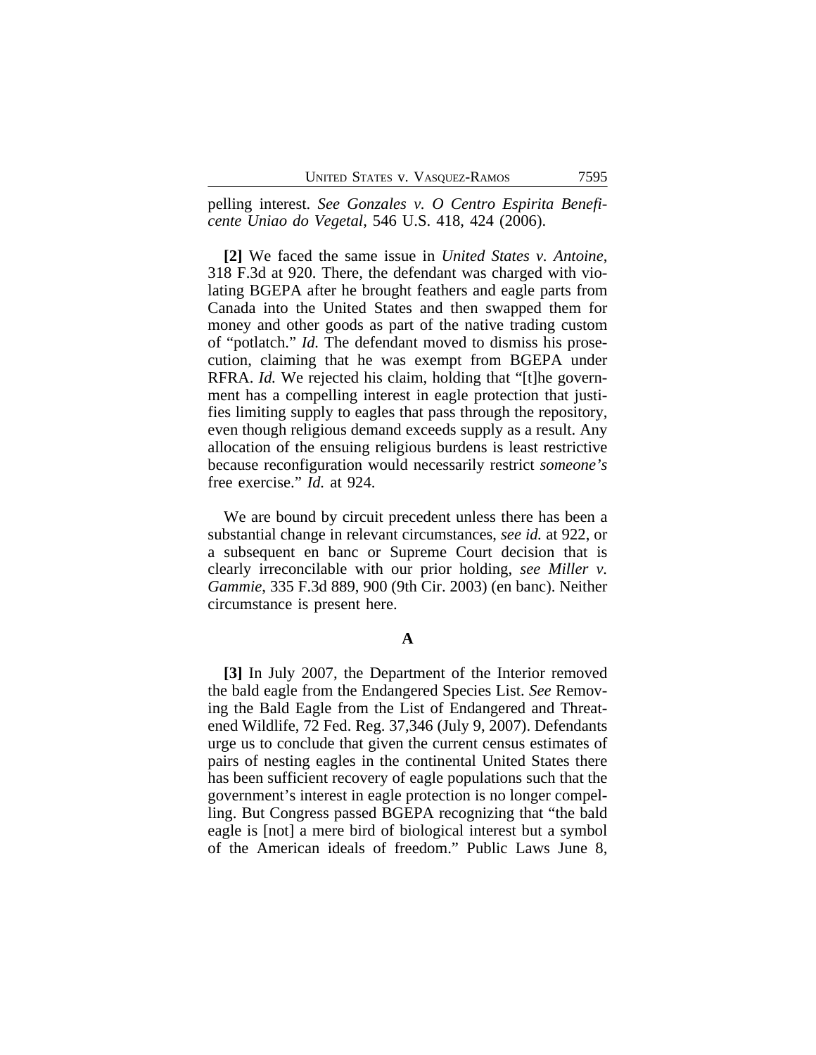pelling interest. *See Gonzales v. O Centro Espirita Beneficente Uniao do Vegetal*, 546 U.S. 418, 424 (2006).

**[2]** We faced the same issue in *United States v. Antoine*, 318 F.3d at 920. There, the defendant was charged with violating BGEPA after he brought feathers and eagle parts from Canada into the United States and then swapped them for money and other goods as part of the native trading custom of "potlatch." *Id.* The defendant moved to dismiss his prosecution, claiming that he was exempt from BGEPA under RFRA. *Id.* We rejected his claim, holding that "[t]he government has a compelling interest in eagle protection that justifies limiting supply to eagles that pass through the repository, even though religious demand exceeds supply as a result. Any allocation of the ensuing religious burdens is least restrictive because reconfiguration would necessarily restrict *someone's* free exercise." *Id.* at 924.

We are bound by circuit precedent unless there has been a substantial change in relevant circumstances, *see id.* at 922, or a subsequent en banc or Supreme Court decision that is clearly irreconcilable with our prior holding, *see Miller v. Gammie*, 335 F.3d 889, 900 (9th Cir. 2003) (en banc). Neither circumstance is present here.

### A

**[3]** In July 2007, the Department of the Interior removed the bald eagle from the Endangered Species List. *See* Removing the Bald Eagle from the List of Endangered and Threatened Wildlife, 72 Fed. Reg. 37,346 (July 9, 2007). Defendants urge us to conclude that given the current census estimates of pairs of nesting eagles in the continental United States there has been sufficient recovery of eagle populations such that the government's interest in eagle protection is no longer compelling. But Congress passed BGEPA recognizing that "the bald eagle is [not] a mere bird of biological interest but a symbol of the American ideals of freedom." Public Laws June 8,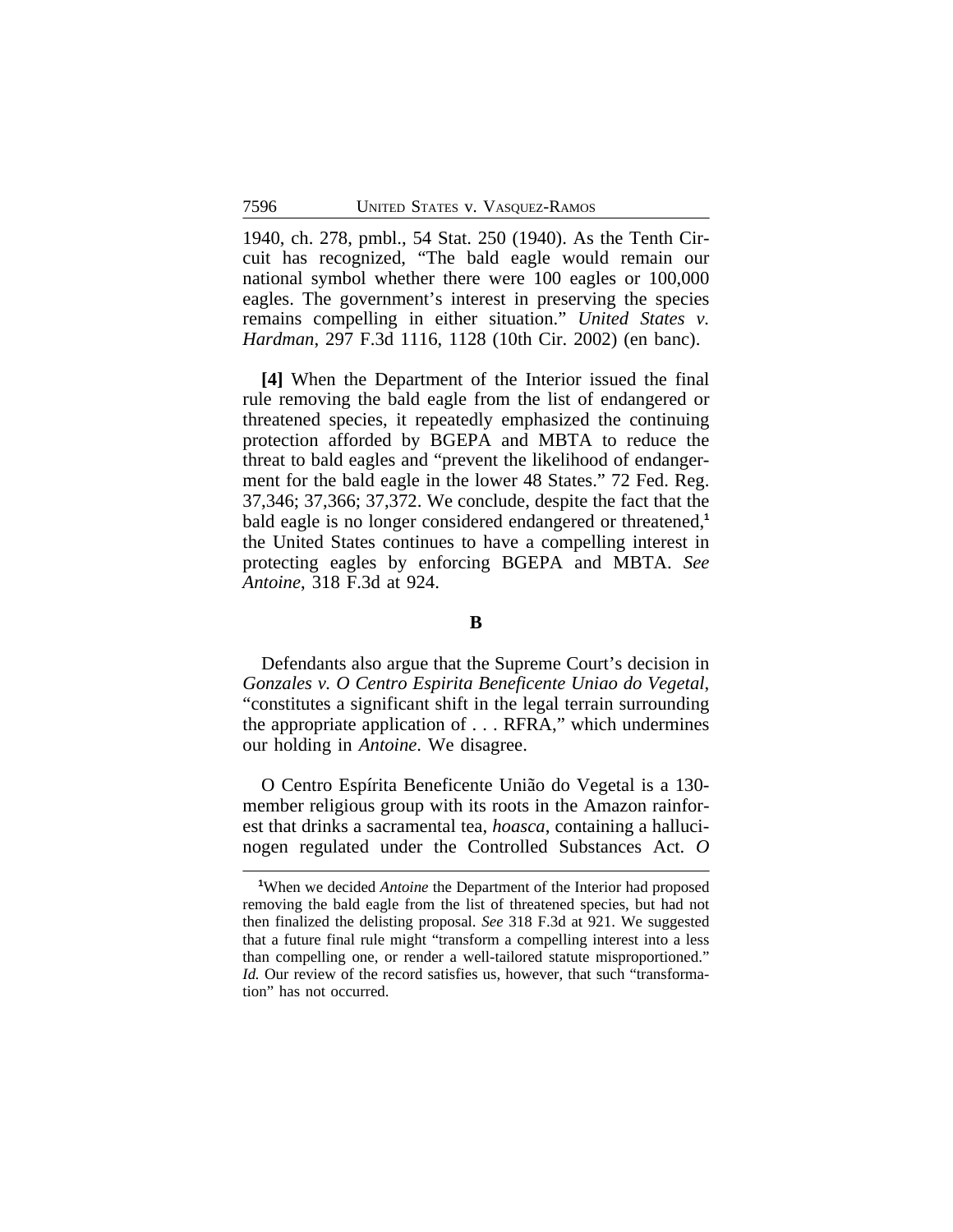1940, ch. 278, pmbl., 54 Stat. 250 (1940). As the Tenth Circuit has recognized, "The bald eagle would remain our national symbol whether there were 100 eagles or 100,000 eagles. The government's interest in preserving the species remains compelling in either situation." *United States v. Hardman*, 297 F.3d 1116, 1128 (10th Cir. 2002) (en banc).

**[4]** When the Department of the Interior issued the final rule removing the bald eagle from the list of endangered or threatened species, it repeatedly emphasized the continuing protection afforded by BGEPA and MBTA to reduce the threat to bald eagles and "prevent the likelihood of endangerment for the bald eagle in the lower 48 States." 72 Fed. Reg. 37,346; 37,366; 37,372. We conclude, despite the fact that the bald eagle is no longer considered endangered or threatened,[1] the United States continues to have a compelling interest in protecting eagles by enforcing BGEPA and MBTA. *See Antoine*, 318 F.3d at 924.

### B

Defendants also argue that the Supreme Court's decision in *Gonzales v. O Centro Espirita Beneficente Uniao do Vegetal*, "constitutes a significant shift in the legal terrain surrounding the appropriate application of . . . RFRA," which undermines our holding in *Antoine*. We disagree.

O Centro Espírita Beneficente União do Vegetal is a 130-member religious group with its roots in the Amazon rainforest that drinks a sacramental tea, *hoasca*, containing a hallucinogen regulated under the Controlled Substances Act. *O*

---

[1]When we decided *Antoine* the Department of the Interior had proposed removing the bald eagle from the list of threatened species, but had not then finalized the delisting proposal. *See* 318 F.3d at 921. We suggested that a future final rule might "transform a compelling interest into a less than compelling one, or render a well-tailored statute misproportioned." *Id.* Our review of the record satisfies us, however, that such "transformation" has not occurred.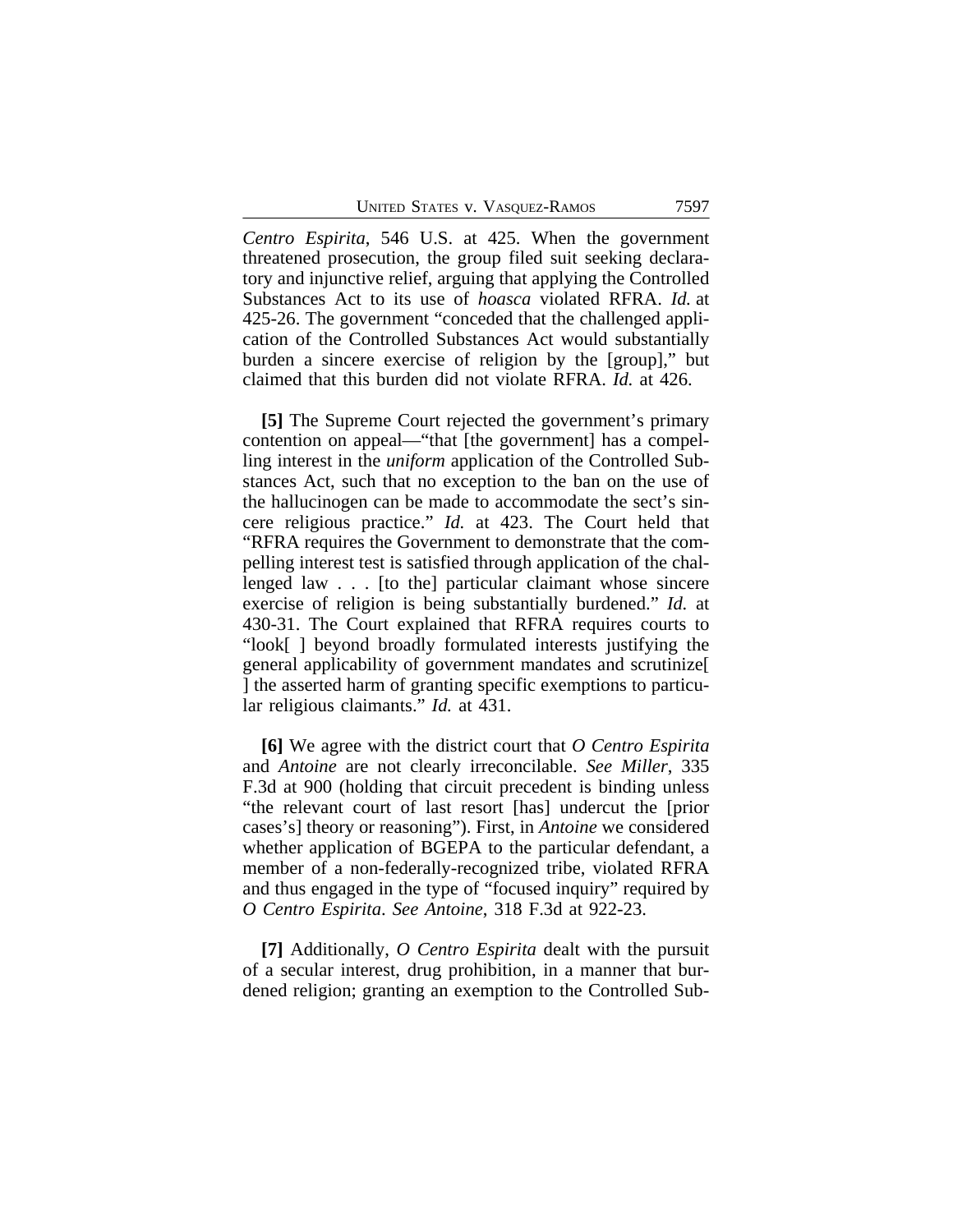*Centro Espirita*, 546 U.S. at 425. When the government threatened prosecution, the group filed suit seeking declaratory and injunctive relief, arguing that applying the Controlled Substances Act to its use of *hoasca* violated RFRA. *Id.* at 425-26. The government "conceded that the challenged application of the Controlled Substances Act would substantially burden a sincere exercise of religion by the [group]," but claimed that this burden did not violate RFRA. *Id.* at 426.

**[5]** The Supreme Court rejected the government's primary contention on appeal—"that [the government] has a compelling interest in the *uniform* application of the Controlled Substances Act, such that no exception to the ban on the use of the hallucinogen can be made to accommodate the sect's sincere religious practice." *Id.* at 423. The Court held that "RFRA requires the Government to demonstrate that the compelling interest test is satisfied through application of the challenged law . . . [to the] particular claimant whose sincere exercise of religion is being substantially burdened." *Id.* at 430-31. The Court explained that RFRA requires courts to "look[ ] beyond broadly formulated interests justifying the general applicability of government mandates and scrutinize[ ] the asserted harm of granting specific exemptions to particular religious claimants." *Id.* at 431.

**[6]** We agree with the district court that *O Centro Espirita* and *Antoine* are not clearly irreconcilable. *See Miller*, 335 F.3d at 900 (holding that circuit precedent is binding unless "the relevant court of last resort [has] undercut the [prior cases's] theory or reasoning"). First, in *Antoine* we considered whether application of BGEPA to the particular defendant, a member of a non-federally-recognized tribe, violated RFRA and thus engaged in the type of "focused inquiry" required by *O Centro Espirita*. *See Antoine*, 318 F.3d at 922-23.

**[7]** Additionally, *O Centro Espirita* dealt with the pursuit of a secular interest, drug prohibition, in a manner that burdened religion; granting an exemption to the Controlled Sub-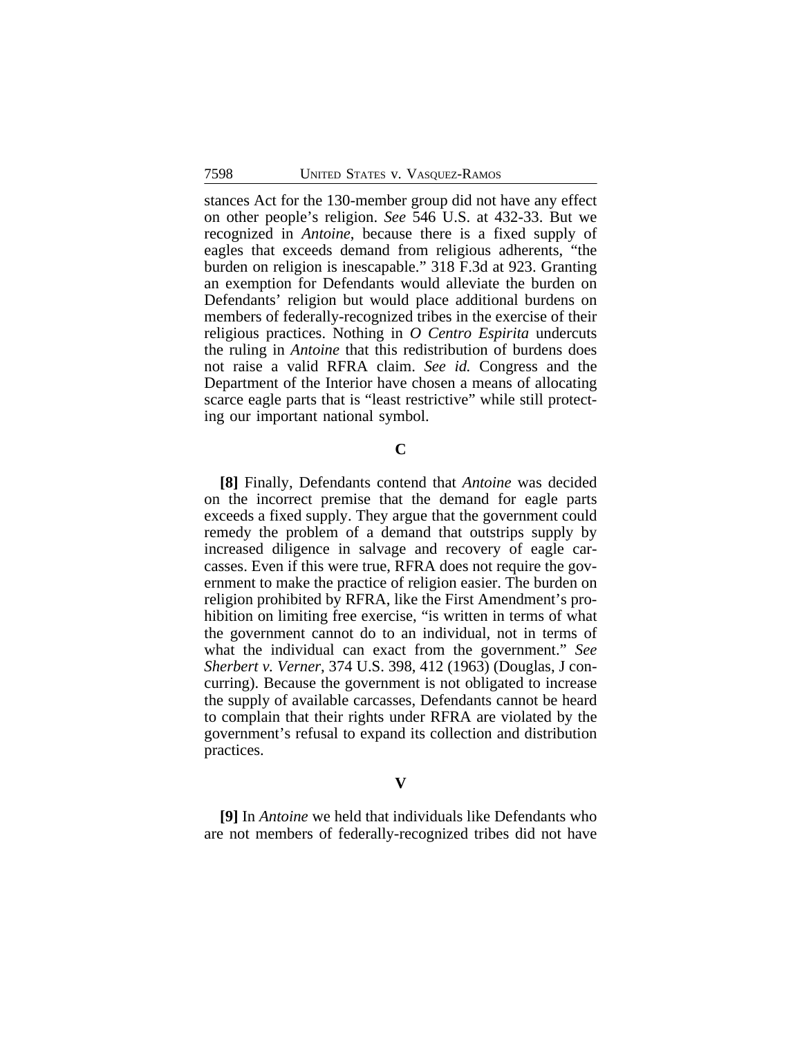stances Act for the 130-member group did not have any effect on other people's religion. *See* 546 U.S. at 432-33. But we recognized in *Antoine*, because there is a fixed supply of eagles that exceeds demand from religious adherents, "the burden on religion is inescapable." 318 F.3d at 923. Granting an exemption for Defendants would alleviate the burden on Defendants' religion but would place additional burdens on members of federally-recognized tribes in the exercise of their religious practices. Nothing in *O Centro Espirita* undercuts the ruling in *Antoine* that this redistribution of burdens does not raise a valid RFRA claim. *See id.* Congress and the Department of the Interior have chosen a means of allocating scarce eagle parts that is "least restrictive" while still protecting our important national symbol.

### C

**[8]** Finally, Defendants contend that *Antoine* was decided on the incorrect premise that the demand for eagle parts exceeds a fixed supply. They argue that the government could remedy the problem of a demand that outstrips supply by increased diligence in salvage and recovery of eagle carcasses. Even if this were true, RFRA does not require the government to make the practice of religion easier. The burden on religion prohibited by RFRA, like the First Amendment's prohibition on limiting free exercise, "is written in terms of what the government cannot do to an individual, not in terms of what the individual can exact from the government." *See Sherbert v. Verner*, 374 U.S. 398, 412 (1963) (Douglas, J concurring). Because the government is not obligated to increase the supply of available carcasses, Defendants cannot be heard to complain that their rights under RFRA are violated by the government's refusal to expand its collection and distribution practices.

## V

**[9]** In *Antoine* we held that individuals like Defendants who are not members of federally-recognized tribes did not have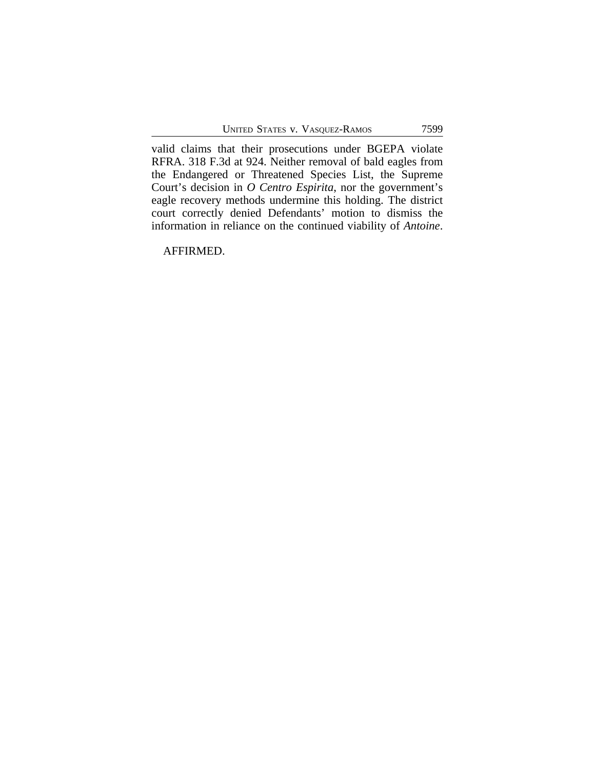valid claims that their prosecutions under BGEPA violate RFRA. 318 F.3d at 924. Neither removal of bald eagles from the Endangered or Threatened Species List, the Supreme Court's decision in *O Centro Espirita*, nor the government's eagle recovery methods undermine this holding. The district court correctly denied Defendants' motion to dismiss the information in reliance on the continued viability of *Antoine*.

AFFIRMED.